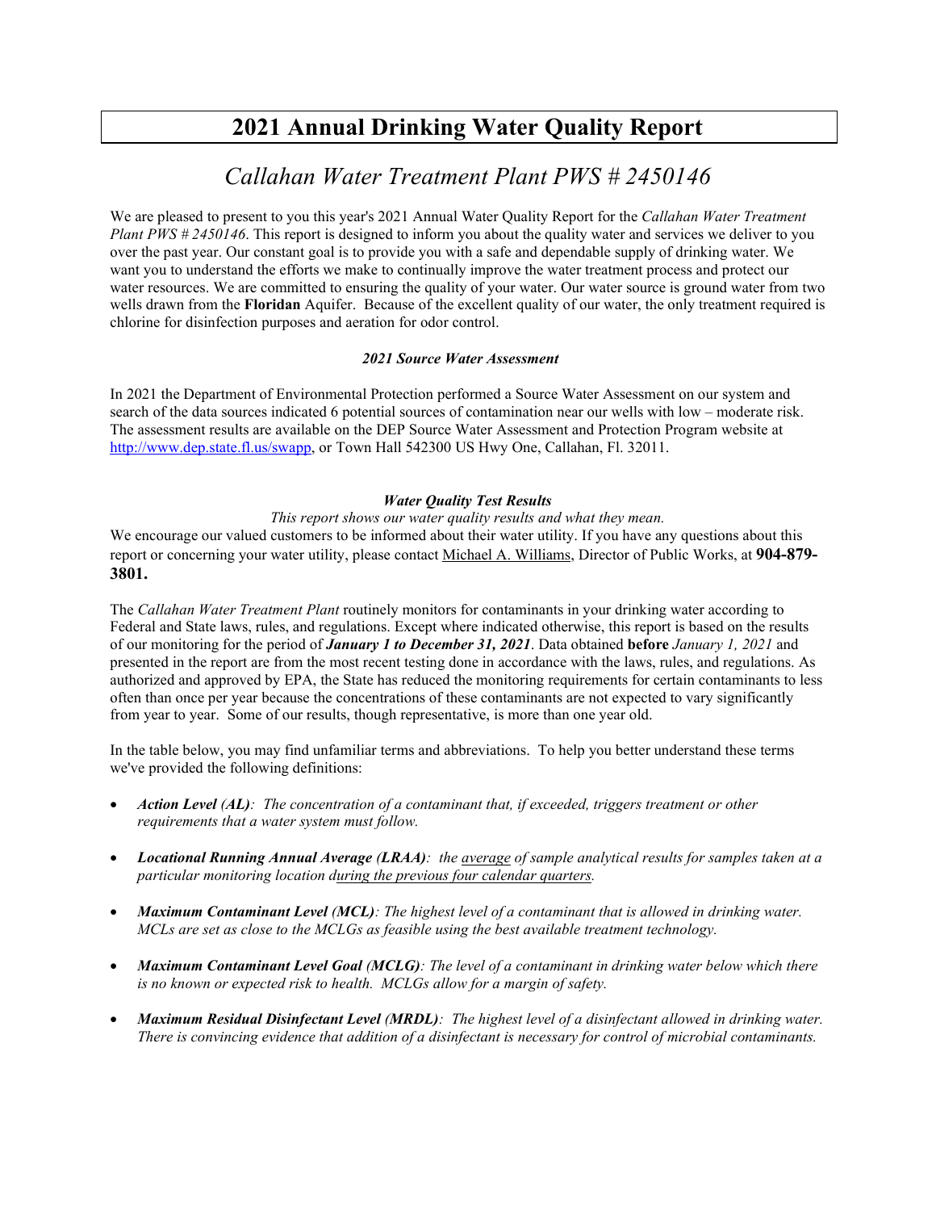# 2021 Annual Drinking Water Quality Report

## *Callahan Water Treatment Plant PWS # 2450146*

We are pleased to present to you this year's 2021 Annual Water Quality Report for the *Callahan Water Treatment Plant PWS # 2450146*. This report is designed to inform you about the quality water and services we deliver to you over the past year. Our constant goal is to provide you with a safe and dependable supply of drinking water. We want you to understand the efforts we make to continually improve the water treatment process and protect our water resources. We are committed to ensuring the quality of your water. Our water source is ground water from two wells drawn from the **Floridan** Aquifer. Because of the excellent quality of our water, the only treatment required is chlorine for disinfection purposes and aeration for odor control.

### ***2021 Source Water Assessment***

In 2021 the Department of Environmental Protection performed a Source Water Assessment on our system and search of the data sources indicated 6 potential sources of contamination near our wells with low – moderate risk. The assessment results are available on the DEP Source Water Assessment and Protection Program website at [http://www.dep.state.fl.us/swapp](http://www.dep.state.fl.us/swapp), or Town Hall 542300 US Hwy One, Callahan, Fl. 32011.

### ***Water Quality Test Results***

*This report shows our water quality results and what they mean.*

We encourage our valued customers to be informed about their water utility. If you have any questions about this report or concerning your water utility, please contact Michael A. Williams, Director of Public Works, at **904-879-3801.**

The *Callahan Water Treatment Plant* routinely monitors for contaminants in your drinking water according to Federal and State laws, rules, and regulations. Except where indicated otherwise, this report is based on the results of our monitoring for the period of ***January 1 to December 31, 2021***. Data obtained **before** *January 1, 2021* and presented in the report are from the most recent testing done in accordance with the laws, rules, and regulations. As authorized and approved by EPA, the State has reduced the monitoring requirements for certain contaminants to less often than once per year because the concentrations of these contaminants are not expected to vary significantly from year to year. Some of our results, though representative, is more than one year old.

In the table below, you may find unfamiliar terms and abbreviations. To help you better understand these terms we've provided the following definitions:

- ***Action Level (AL)****: The concentration of a contaminant that, if exceeded, triggers treatment or other requirements that a water system must follow.*
- ***Locational Running Annual Average (LRAA)****: the average of sample analytical results for samples taken at a particular monitoring location during the previous four calendar quarters.*
- ***Maximum Contaminant Level (MCL)****: The highest level of a contaminant that is allowed in drinking water. MCLs are set as close to the MCLGs as feasible using the best available treatment technology.*
- ***Maximum Contaminant Level Goal (MCLG)****: The level of a contaminant in drinking water below which there is no known or expected risk to health. MCLGs allow for a margin of safety.*
- ***Maximum Residual Disinfectant Level (MRDL)****: The highest level of a disinfectant allowed in drinking water. There is convincing evidence that addition of a disinfectant is necessary for control of microbial contaminants.*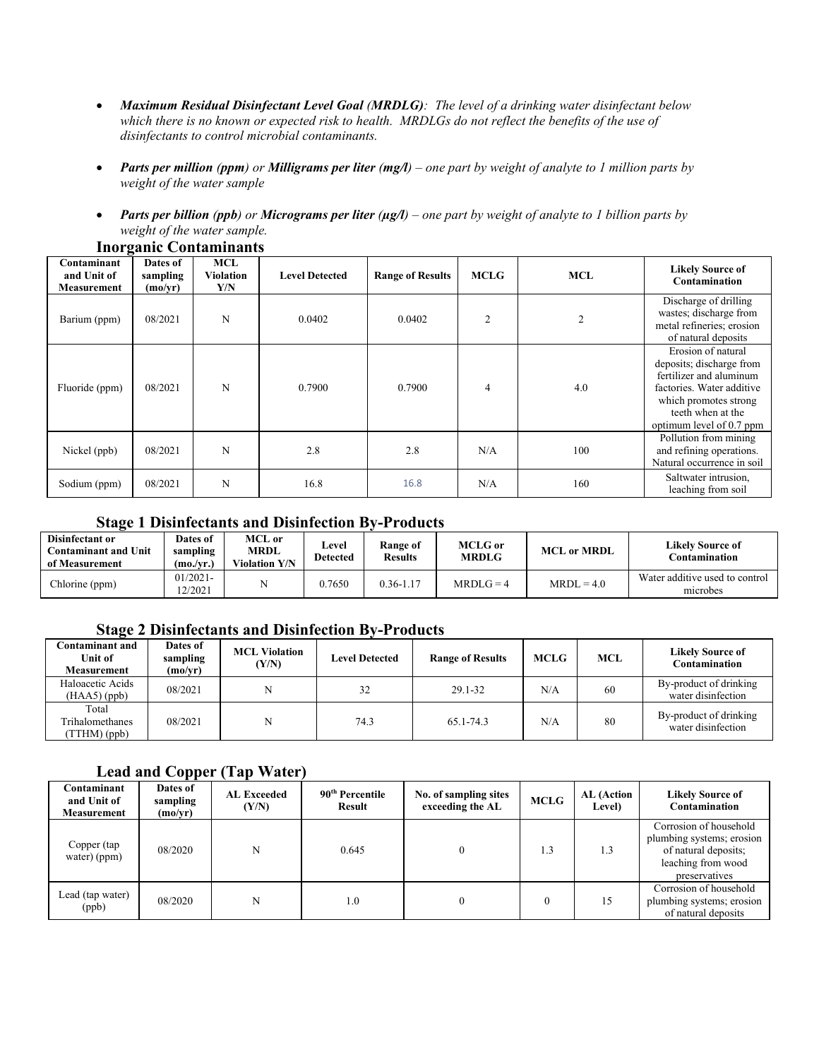- ***Maximum Residual Disinfectant Level Goal (MRDLG)****: The level of a drinking water disinfectant below which there is no known or expected risk to health. MRDLGs do not reflect the benefits of the use of disinfectants to control microbial contaminants.*

- ***Parts per million (ppm)*** *or* ***Milligrams per liter (mg/l)*** *– one part by weight of analyte to 1 million parts by weight of the water sample*

- ***Parts per billion (ppb)*** *or* ***Micrograms per liter (µg/l)*** *– one part by weight of analyte to 1 billion parts by weight of the water sample.*

## Inorganic Contaminants

| Contaminant and Unit of Measurement | Dates of sampling (mo/yr) | MCL Violation Y/N | Level Detected | Range of Results | MCLG | MCL | Likely Source of Contamination |
|---|---|---|---|---|---|---|---|
| Barium (ppm) | 08/2021 | N | 0.0402 | 0.0402 | 2 | 2 | Discharge of drilling wastes; discharge from metal refineries; erosion of natural deposits |
| Fluoride (ppm) | 08/2021 | N | 0.7900 | 0.7900 | 4 | 4.0 | Erosion of natural deposits; discharge from fertilizer and aluminum factories. Water additive which promotes strong teeth when at the optimum level of 0.7 ppm |
| Nickel (ppb) | 08/2021 | N | 2.8 | 2.8 | N/A | 100 | Pollution from mining and refining operations. Natural occurrence in soil |
| Sodium (ppm) | 08/2021 | N | 16.8 | 16.8 | N/A | 160 | Saltwater intrusion, leaching from soil |

## Stage 1 Disinfectants and Disinfection By-Products

| Disinfectant or Contaminant and Unit of Measurement | Dates of sampling (mo./yr.) | MCL or MRDL Violation Y/N | Level Detected | Range of Results | MCLG or MRDLG | MCL or MRDL | Likely Source of Contamination |
|---|---|---|---|---|---|---|---|
| Chlorine (ppm) | 01/2021-12/2021 | N | 0.7650 | 0.36-1.17 | MRDLG = 4 | MRDL = 4.0 | Water additive used to control microbes |

## Stage 2 Disinfectants and Disinfection By-Products

| Contaminant and Unit of Measurement | Dates of sampling (mo/yr) | MCL Violation (Y/N) | Level Detected | Range of Results | MCLG | MCL | Likely Source of Contamination |
|---|---|---|---|---|---|---|---|
| Haloacetic Acids (HAA5) (ppb) | 08/2021 | N | 32 | 29.1-32 | N/A | 60 | By-product of drinking water disinfection |
| Total Trihalomethanes (TTHM) (ppb) | 08/2021 | N | 74.3 | 65.1-74.3 | N/A | 80 | By-product of drinking water disinfection |

## Lead and Copper (Tap Water)

| Contaminant and Unit of Measurement | Dates of sampling (mo/yr) | AL Exceeded (Y/N) | 90th Percentile Result | No. of sampling sites exceeding the AL | MCLG | AL (Action Level) | Likely Source of Contamination |
|---|---|---|---|---|---|---|---|
| Copper (tap water) (ppm) | 08/2020 | N | 0.645 | 0 | 1.3 | 1.3 | Corrosion of household plumbing systems; erosion of natural deposits; leaching from wood preservatives |
| Lead (tap water) (ppb) | 08/2020 | N | 1.0 | 0 | 0 | 15 | Corrosion of household plumbing systems; erosion of natural deposits |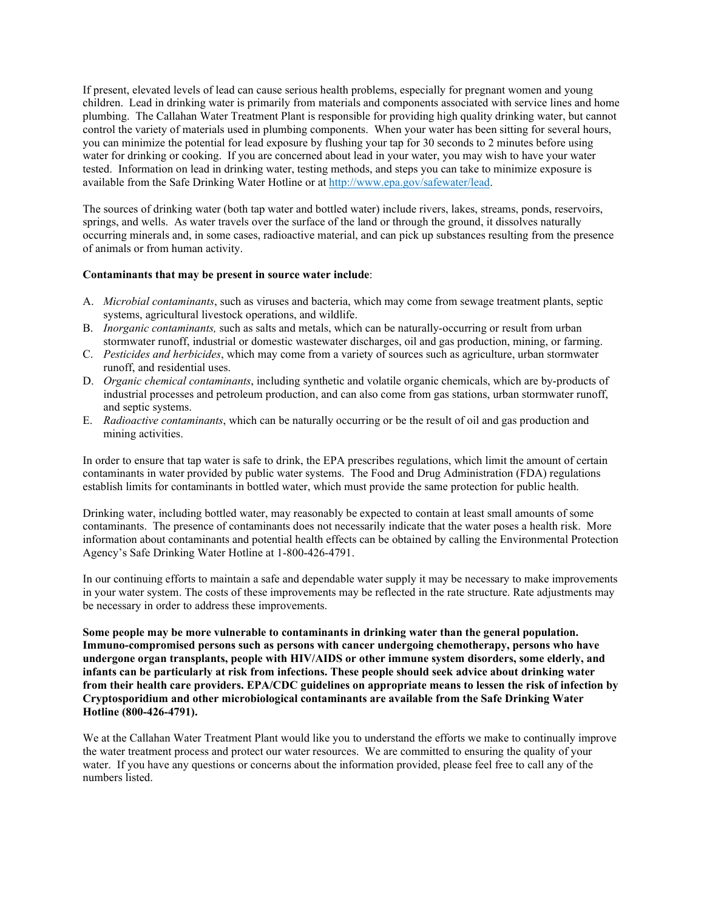If present, elevated levels of lead can cause serious health problems, especially for pregnant women and young children. Lead in drinking water is primarily from materials and components associated with service lines and home plumbing. The Callahan Water Treatment Plant is responsible for providing high quality drinking water, but cannot control the variety of materials used in plumbing components. When your water has been sitting for several hours, you can minimize the potential for lead exposure by flushing your tap for 30 seconds to 2 minutes before using water for drinking or cooking. If you are concerned about lead in your water, you may wish to have your water tested. Information on lead in drinking water, testing methods, and steps you can take to minimize exposure is available from the Safe Drinking Water Hotline or at [http://www.epa.gov/safewater/lead](http://www.epa.gov/safewater/lead).

The sources of drinking water (both tap water and bottled water) include rivers, lakes, streams, ponds, reservoirs, springs, and wells. As water travels over the surface of the land or through the ground, it dissolves naturally occurring minerals and, in some cases, radioactive material, and can pick up substances resulting from the presence of animals or from human activity.

**Contaminants that may be present in source water include**:

A. *Microbial contaminants*, such as viruses and bacteria, which may come from sewage treatment plants, septic systems, agricultural livestock operations, and wildlife.
B. *Inorganic contaminants,* such as salts and metals, which can be naturally-occurring or result from urban stormwater runoff, industrial or domestic wastewater discharges, oil and gas production, mining, or farming.
C. *Pesticides and herbicides*, which may come from a variety of sources such as agriculture, urban stormwater runoff, and residential uses.
D. *Organic chemical contaminants*, including synthetic and volatile organic chemicals, which are by-products of industrial processes and petroleum production, and can also come from gas stations, urban stormwater runoff, and septic systems.
E. *Radioactive contaminants*, which can be naturally occurring or be the result of oil and gas production and mining activities.

In order to ensure that tap water is safe to drink, the EPA prescribes regulations, which limit the amount of certain contaminants in water provided by public water systems. The Food and Drug Administration (FDA) regulations establish limits for contaminants in bottled water, which must provide the same protection for public health.

Drinking water, including bottled water, may reasonably be expected to contain at least small amounts of some contaminants. The presence of contaminants does not necessarily indicate that the water poses a health risk. More information about contaminants and potential health effects can be obtained by calling the Environmental Protection Agency's Safe Drinking Water Hotline at 1-800-426-4791.

In our continuing efforts to maintain a safe and dependable water supply it may be necessary to make improvements in your water system. The costs of these improvements may be reflected in the rate structure. Rate adjustments may be necessary in order to address these improvements.

**Some people may be more vulnerable to contaminants in drinking water than the general population. Immuno-compromised persons such as persons with cancer undergoing chemotherapy, persons who have undergone organ transplants, people with HIV/AIDS or other immune system disorders, some elderly, and infants can be particularly at risk from infections. These people should seek advice about drinking water from their health care providers. EPA/CDC guidelines on appropriate means to lessen the risk of infection by Cryptosporidium and other microbiological contaminants are available from the Safe Drinking Water Hotline (800-426-4791).**

We at the Callahan Water Treatment Plant would like you to understand the efforts we make to continually improve the water treatment process and protect our water resources. We are committed to ensuring the quality of your water. If you have any questions or concerns about the information provided, please feel free to call any of the numbers listed.